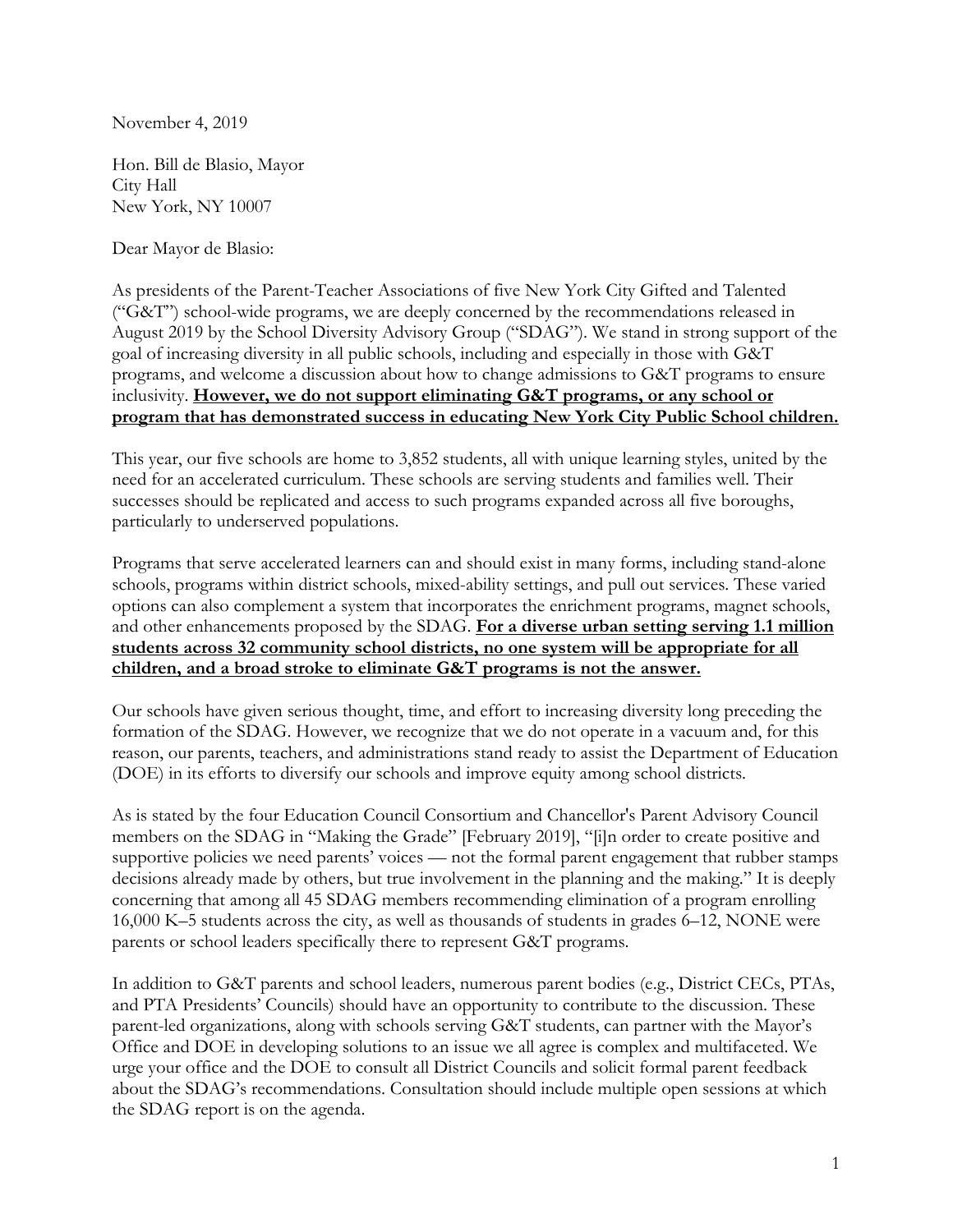November 4, 2019

Hon. Bill de Blasio, Mayor
City Hall
New York, NY 10007

Dear Mayor de Blasio:

As presidents of the Parent-Teacher Associations of five New York City Gifted and Talented ("G&T") school-wide programs, we are deeply concerned by the recommendations released in August 2019 by the School Diversity Advisory Group ("SDAG"). We stand in strong support of the goal of increasing diversity in all public schools, including and especially in those with G&T programs, and welcome a discussion about how to change admissions to G&T programs to ensure inclusivity. **<u>However, we do not support eliminating G&T programs, or any school or program that has demonstrated success in educating New York City Public School children.</u>**

This year, our five schools are home to 3,852 students, all with unique learning styles, united by the need for an accelerated curriculum. These schools are serving students and families well. Their successes should be replicated and access to such programs expanded across all five boroughs, particularly to underserved populations.

Programs that serve accelerated learners can and should exist in many forms, including stand-alone schools, programs within district schools, mixed-ability settings, and pull out services. These varied options can also complement a system that incorporates the enrichment programs, magnet schools, and other enhancements proposed by the SDAG. **<u>For a diverse urban setting serving 1.1 million students across 32 community school districts, no one system will be appropriate for all children, and a broad stroke to eliminate G&T programs is not the answer.</u>**

Our schools have given serious thought, time, and effort to increasing diversity long preceding the formation of the SDAG. However, we recognize that we do not operate in a vacuum and, for this reason, our parents, teachers, and administrations stand ready to assist the Department of Education (DOE) in its efforts to diversify our schools and improve equity among school districts.

As is stated by the four Education Council Consortium and Chancellor's Parent Advisory Council members on the SDAG in "Making the Grade" [February 2019], "[i]n order to create positive and supportive policies we need parents' voices — not the formal parent engagement that rubber stamps decisions already made by others, but true involvement in the planning and the making." It is deeply concerning that among all 45 SDAG members recommending elimination of a program enrolling 16,000 K–5 students across the city, as well as thousands of students in grades 6–12, NONE were parents or school leaders specifically there to represent G&T programs.

In addition to G&T parents and school leaders, numerous parent bodies (e.g., District CECs, PTAs, and PTA Presidents' Councils) should have an opportunity to contribute to the discussion. These parent-led organizations, along with schools serving G&T students, can partner with the Mayor's Office and DOE in developing solutions to an issue we all agree is complex and multifaceted. We urge your office and the DOE to consult all District Councils and solicit formal parent feedback about the SDAG's recommendations. Consultation should include multiple open sessions at which the SDAG report is on the agenda.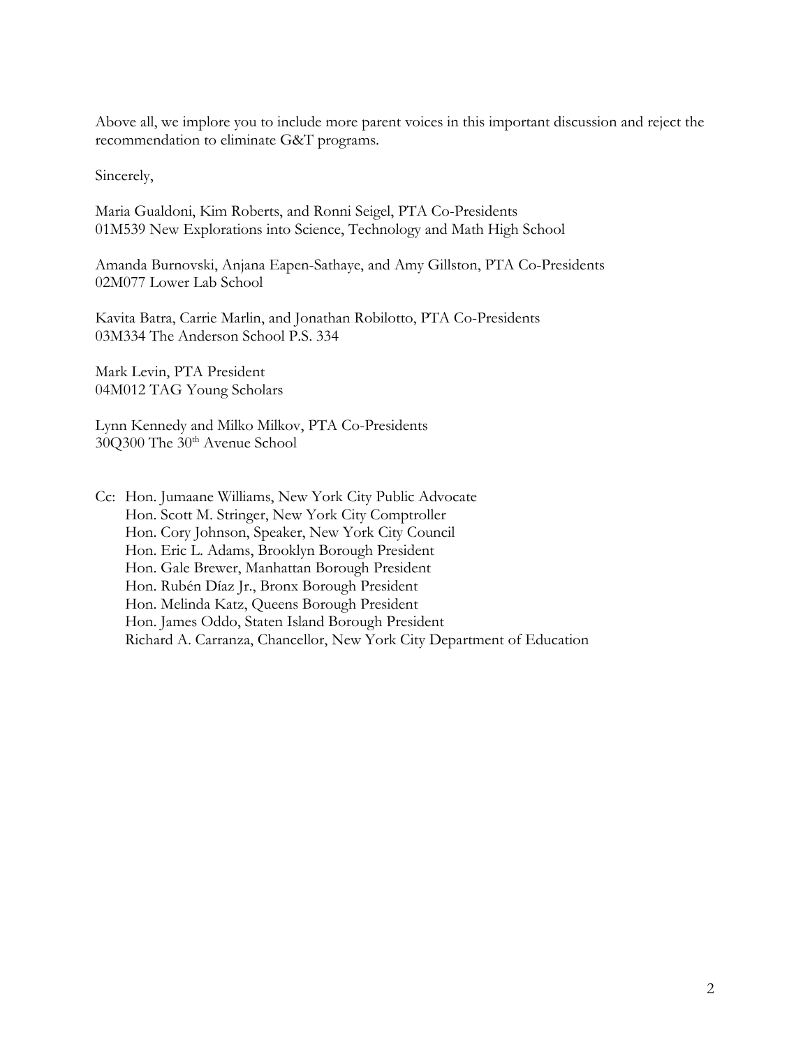Above all, we implore you to include more parent voices in this important discussion and reject the recommendation to eliminate G&T programs.

Sincerely,

Maria Gualdoni, Kim Roberts, and Ronni Seigel, PTA Co-Presidents
01M539 New Explorations into Science, Technology and Math High School

Amanda Burnovski, Anjana Eapen-Sathaye, and Amy Gillston, PTA Co-Presidents
02M077 Lower Lab School

Kavita Batra, Carrie Marlin, and Jonathan Robilotto, PTA Co-Presidents
03M334 The Anderson School P.S. 334

Mark Levin, PTA President
04M012 TAG Young Scholars

Lynn Kennedy and Milko Milkov, PTA Co-Presidents
30Q300 The 30th Avenue School

Cc: Hon. Jumaane Williams, New York City Public Advocate
Hon. Scott M. Stringer, New York City Comptroller
Hon. Cory Johnson, Speaker, New York City Council
Hon. Eric L. Adams, Brooklyn Borough President
Hon. Gale Brewer, Manhattan Borough President
Hon. Rubén Díaz Jr., Bronx Borough President
Hon. Melinda Katz, Queens Borough President
Hon. James Oddo, Staten Island Borough President
Richard A. Carranza, Chancellor, New York City Department of Education